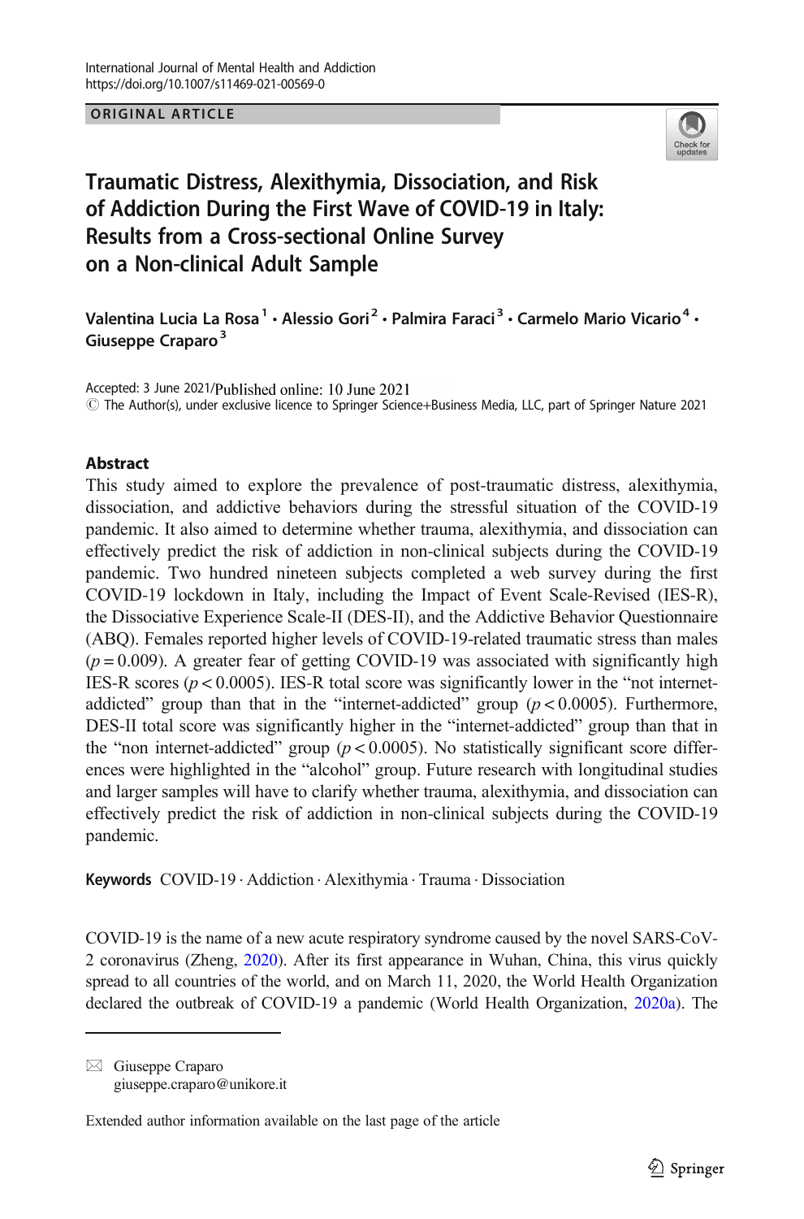ORIGINAL ARTICLE

# Traumatic Distress, Alexithymia, Dissociation, and Risk of Addiction During the First Wave of COVID-19 in Italy: Results from a Cross-sectional Online Survey on a Non-clinical Adult Sample

**Valentina Lucia La Rosa[1] · Alessio Gori[2] · Palmira Faraci[3] · Carmelo Mario Vicario[4] · Giuseppe Craparo[3]**

Accepted: 3 June 2021/Published online: 10 June 2021
© The Author(s), under exclusive licence to Springer Science+Business Media, LLC, part of Springer Nature 2021

## Abstract

This study aimed to explore the prevalence of post-traumatic distress, alexithymia, dissociation, and addictive behaviors during the stressful situation of the COVID-19 pandemic. It also aimed to determine whether trauma, alexithymia, and dissociation can effectively predict the risk of addiction in non-clinical subjects during the COVID-19 pandemic. Two hundred nineteen subjects completed a web survey during the first COVID-19 lockdown in Italy, including the Impact of Event Scale-Revised (IES-R), the Dissociative Experience Scale-II (DES-II), and the Addictive Behavior Questionnaire (ABQ). Females reported higher levels of COVID-19-related traumatic stress than males ($p = 0.009$). A greater fear of getting COVID-19 was associated with significantly high IES-R scores ($p < 0.0005$). IES-R total score was significantly lower in the "not internet-addicted" group than that in the "internet-addicted" group ($p < 0.0005$). Furthermore, DES-II total score was significantly higher in the "internet-addicted" group than that in the "non internet-addicted" group ($p < 0.0005$). No statistically significant score differences were highlighted in the "alcohol" group. Future research with longitudinal studies and larger samples will have to clarify whether trauma, alexithymia, and dissociation can effectively predict the risk of addiction in non-clinical subjects during the COVID-19 pandemic.

**Keywords** COVID-19 · Addiction · Alexithymia · Trauma · Dissociation

COVID-19 is the name of a new acute respiratory syndrome caused by the novel SARS-CoV-2 coronavirus (Zheng, 2020). After its first appearance in Wuhan, China, this virus quickly spread to all countries of the world, and on March 11, 2020, the World Health Organization declared the outbreak of COVID-19 a pandemic (World Health Organization, 2020a). The

---

✉ Giuseppe Craparo
giuseppe.craparo@unikore.it

Extended author information available on the last page of the article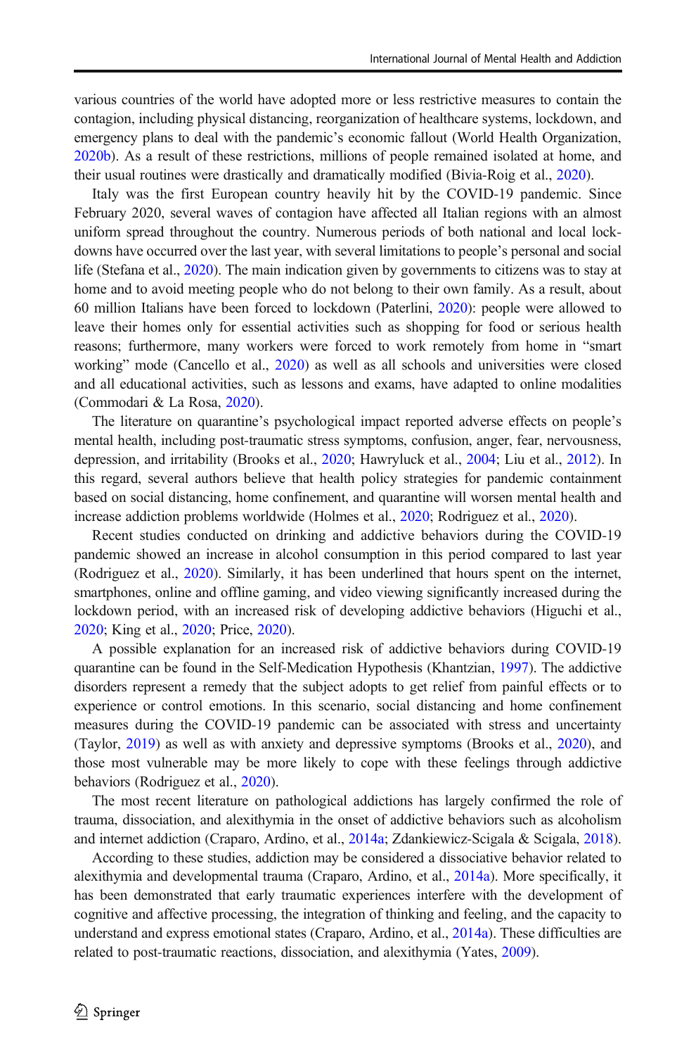various countries of the world have adopted more or less restrictive measures to contain the contagion, including physical distancing, reorganization of healthcare systems, lockdown, and emergency plans to deal with the pandemic's economic fallout (World Health Organization, 2020b). As a result of these restrictions, millions of people remained isolated at home, and their usual routines were drastically and dramatically modified (Bivia-Roig et al., 2020).

Italy was the first European country heavily hit by the COVID-19 pandemic. Since February 2020, several waves of contagion have affected all Italian regions with an almost uniform spread throughout the country. Numerous periods of both national and local lockdowns have occurred over the last year, with several limitations to people's personal and social life (Stefana et al., 2020). The main indication given by governments to citizens was to stay at home and to avoid meeting people who do not belong to their own family. As a result, about 60 million Italians have been forced to lockdown (Paterlini, 2020): people were allowed to leave their homes only for essential activities such as shopping for food or serious health reasons; furthermore, many workers were forced to work remotely from home in "smart working" mode (Cancello et al., 2020) as well as all schools and universities were closed and all educational activities, such as lessons and exams, have adapted to online modalities (Commodari & La Rosa, 2020).

The literature on quarantine's psychological impact reported adverse effects on people's mental health, including post-traumatic stress symptoms, confusion, anger, fear, nervousness, depression, and irritability (Brooks et al., 2020; Hawryluck et al., 2004; Liu et al., 2012). In this regard, several authors believe that health policy strategies for pandemic containment based on social distancing, home confinement, and quarantine will worsen mental health and increase addiction problems worldwide (Holmes et al., 2020; Rodriguez et al., 2020).

Recent studies conducted on drinking and addictive behaviors during the COVID-19 pandemic showed an increase in alcohol consumption in this period compared to last year (Rodriguez et al., 2020). Similarly, it has been underlined that hours spent on the internet, smartphones, online and offline gaming, and video viewing significantly increased during the lockdown period, with an increased risk of developing addictive behaviors (Higuchi et al., 2020; King et al., 2020; Price, 2020).

A possible explanation for an increased risk of addictive behaviors during COVID-19 quarantine can be found in the Self-Medication Hypothesis (Khantzian, 1997). The addictive disorders represent a remedy that the subject adopts to get relief from painful effects or to experience or control emotions. In this scenario, social distancing and home confinement measures during the COVID-19 pandemic can be associated with stress and uncertainty (Taylor, 2019) as well as with anxiety and depressive symptoms (Brooks et al., 2020), and those most vulnerable may be more likely to cope with these feelings through addictive behaviors (Rodriguez et al., 2020).

The most recent literature on pathological addictions has largely confirmed the role of trauma, dissociation, and alexithymia in the onset of addictive behaviors such as alcoholism and internet addiction (Craparo, Ardino, et al., 2014a; Zdankiewicz-Scigala & Scigala, 2018).

According to these studies, addiction may be considered a dissociative behavior related to alexithymia and developmental trauma (Craparo, Ardino, et al., 2014a). More specifically, it has been demonstrated that early traumatic experiences interfere with the development of cognitive and affective processing, the integration of thinking and feeling, and the capacity to understand and express emotional states (Craparo, Ardino, et al., 2014a). These difficulties are related to post-traumatic reactions, dissociation, and alexithymia (Yates, 2009).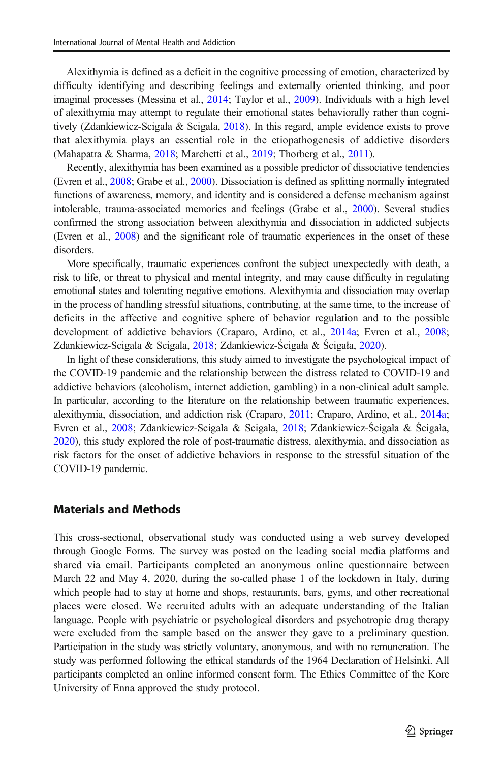Alexithymia is defined as a deficit in the cognitive processing of emotion, characterized by difficulty identifying and describing feelings and externally oriented thinking, and poor imaginal processes (Messina et al., 2014; Taylor et al., 2009). Individuals with a high level of alexithymia may attempt to regulate their emotional states behaviorally rather than cognitively (Zdankiewicz-Scigala & Scigala, 2018). In this regard, ample evidence exists to prove that alexithymia plays an essential role in the etiopathogenesis of addictive disorders (Mahapatra & Sharma, 2018; Marchetti et al., 2019; Thorberg et al., 2011).

Recently, alexithymia has been examined as a possible predictor of dissociative tendencies (Evren et al., 2008; Grabe et al., 2000). Dissociation is defined as splitting normally integrated functions of awareness, memory, and identity and is considered a defense mechanism against intolerable, trauma-associated memories and feelings (Grabe et al., 2000). Several studies confirmed the strong association between alexithymia and dissociation in addicted subjects (Evren et al., 2008) and the significant role of traumatic experiences in the onset of these disorders.

More specifically, traumatic experiences confront the subject unexpectedly with death, a risk to life, or threat to physical and mental integrity, and may cause difficulty in regulating emotional states and tolerating negative emotions. Alexithymia and dissociation may overlap in the process of handling stressful situations, contributing, at the same time, to the increase of deficits in the affective and cognitive sphere of behavior regulation and to the possible development of addictive behaviors (Craparo, Ardino, et al., 2014a; Evren et al., 2008; Zdankiewicz-Scigala & Scigala, 2018; Zdankiewicz-Ścigała & Ścigała, 2020).

In light of these considerations, this study aimed to investigate the psychological impact of the COVID-19 pandemic and the relationship between the distress related to COVID-19 and addictive behaviors (alcoholism, internet addiction, gambling) in a non-clinical adult sample. In particular, according to the literature on the relationship between traumatic experiences, alexithymia, dissociation, and addiction risk (Craparo, 2011; Craparo, Ardino, et al., 2014a; Evren et al., 2008; Zdankiewicz-Scigala & Scigala, 2018; Zdankiewicz-Ścigała & Ścigała, 2020), this study explored the role of post-traumatic distress, alexithymia, and dissociation as risk factors for the onset of addictive behaviors in response to the stressful situation of the COVID-19 pandemic.

## Materials and Methods

This cross-sectional, observational study was conducted using a web survey developed through Google Forms. The survey was posted on the leading social media platforms and shared via email. Participants completed an anonymous online questionnaire between March 22 and May 4, 2020, during the so-called phase 1 of the lockdown in Italy, during which people had to stay at home and shops, restaurants, bars, gyms, and other recreational places were closed. We recruited adults with an adequate understanding of the Italian language. People with psychiatric or psychological disorders and psychotropic drug therapy were excluded from the sample based on the answer they gave to a preliminary question. Participation in the study was strictly voluntary, anonymous, and with no remuneration. The study was performed following the ethical standards of the 1964 Declaration of Helsinki. All participants completed an online informed consent form. The Ethics Committee of the Kore University of Enna approved the study protocol.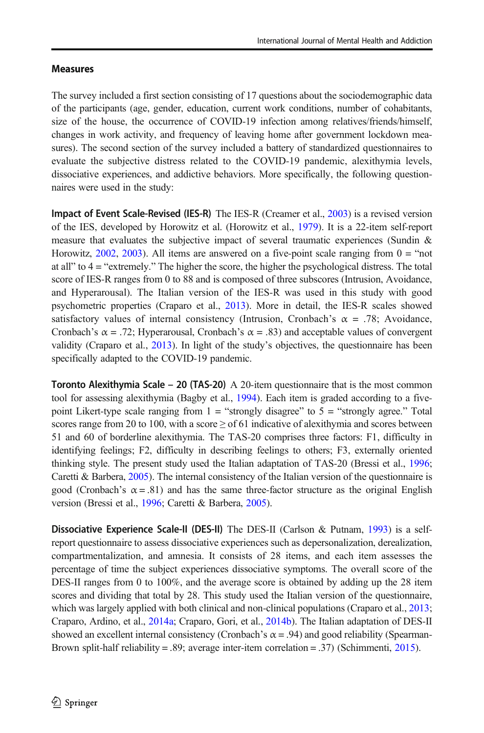### Measures

The survey included a first section consisting of 17 questions about the sociodemographic data of the participants (age, gender, education, current work conditions, number of cohabitants, size of the house, the occurrence of COVID-19 infection among relatives/friends/himself, changes in work activity, and frequency of leaving home after government lockdown measures). The second section of the survey included a battery of standardized questionnaires to evaluate the subjective distress related to the COVID-19 pandemic, alexithymia levels, dissociative experiences, and addictive behaviors. More specifically, the following questionnaires were used in the study:

**Impact of Event Scale-Revised (IES-R)** The IES-R (Creamer et al., 2003) is a revised version of the IES, developed by Horowitz et al. (Horowitz et al., 1979). It is a 22-item self-report measure that evaluates the subjective impact of several traumatic experiences (Sundin & Horowitz, 2002, 2003). All items are answered on a five-point scale ranging from 0 = "not at all" to 4 = "extremely." The higher the score, the higher the psychological distress. The total score of IES-R ranges from 0 to 88 and is composed of three subscores (Intrusion, Avoidance, and Hyperarousal). The Italian version of the IES-R was used in this study with good psychometric properties (Craparo et al., 2013). More in detail, the IES-R scales showed satisfactory values of internal consistency (Intrusion, Cronbach's $\alpha$ = .78; Avoidance, Cronbach's $\alpha$ = .72; Hyperarousal, Cronbach's $\alpha$ = .83) and acceptable values of convergent validity (Craparo et al., 2013). In light of the study's objectives, the questionnaire has been specifically adapted to the COVID-19 pandemic.

**Toronto Alexithymia Scale – 20 (TAS-20)** A 20-item questionnaire that is the most common tool for assessing alexithymia (Bagby et al., 1994). Each item is graded according to a five-point Likert-type scale ranging from 1 = "strongly disagree" to 5 = "strongly agree." Total scores range from 20 to 100, with a score $\geq$ of 61 indicative of alexithymia and scores between 51 and 60 of borderline alexithymia. The TAS-20 comprises three factors: F1, difficulty in identifying feelings; F2, difficulty in describing feelings to others; F3, externally oriented thinking style. The present study used the Italian adaptation of TAS-20 (Bressi et al., 1996; Caretti & Barbera, 2005). The internal consistency of the Italian version of the questionnaire is good (Cronbach's $\alpha$ = .81) and has the same three-factor structure as the original English version (Bressi et al., 1996; Caretti & Barbera, 2005).

**Dissociative Experience Scale-II (DES-II)** The DES-II (Carlson & Putnam, 1993) is a self-report questionnaire to assess dissociative experiences such as depersonalization, derealization, compartmentalization, and amnesia. It consists of 28 items, and each item assesses the percentage of time the subject experiences dissociative symptoms. The overall score of the DES-II ranges from 0 to 100%, and the average score is obtained by adding up the 28 item scores and dividing that total by 28. This study used the Italian version of the questionnaire, which was largely applied with both clinical and non-clinical populations (Craparo et al., 2013; Craparo, Ardino, et al., 2014a; Craparo, Gori, et al., 2014b). The Italian adaptation of DES-II showed an excellent internal consistency (Cronbach's $\alpha$ = .94) and good reliability (Spearman-Brown split-half reliability = .89; average inter-item correlation = .37) (Schimmenti, 2015).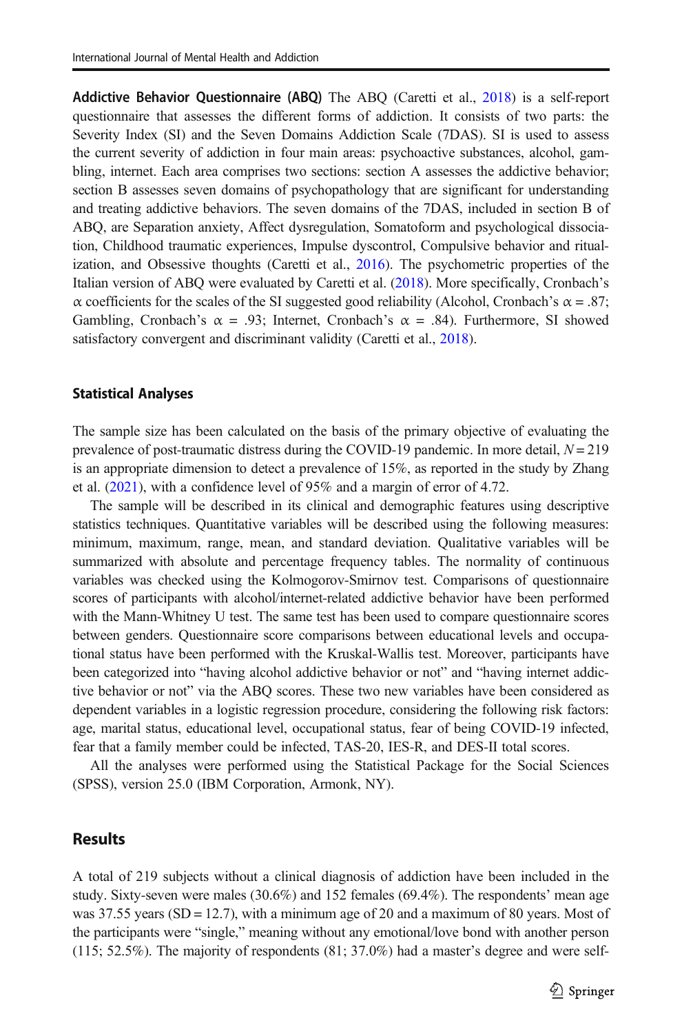**Addictive Behavior Questionnaire (ABQ)** The ABQ (Caretti et al., 2018) is a self-report questionnaire that assesses the different forms of addiction. It consists of two parts: the Severity Index (SI) and the Seven Domains Addiction Scale (7DAS). SI is used to assess the current severity of addiction in four main areas: psychoactive substances, alcohol, gambling, internet. Each area comprises two sections: section A assesses the addictive behavior; section B assesses seven domains of psychopathology that are significant for understanding and treating addictive behaviors. The seven domains of the 7DAS, included in section B of ABQ, are Separation anxiety, Affect dysregulation, Somatoform and psychological dissociation, Childhood traumatic experiences, Impulse dyscontrol, Compulsive behavior and ritualization, and Obsessive thoughts (Caretti et al., 2016). The psychometric properties of the Italian version of ABQ were evaluated by Caretti et al. (2018). More specifically, Cronbach's $\alpha$ coefficients for the scales of the SI suggested good reliability (Alcohol, Cronbach's $\alpha = .87$; Gambling, Cronbach's $\alpha = .93$; Internet, Cronbach's $\alpha = .84$). Furthermore, SI showed satisfactory convergent and discriminant validity (Caretti et al., 2018).

### Statistical Analyses

The sample size has been calculated on the basis of the primary objective of evaluating the prevalence of post-traumatic distress during the COVID-19 pandemic. In more detail, $N = 219$ is an appropriate dimension to detect a prevalence of 15%, as reported in the study by Zhang et al. (2021), with a confidence level of 95% and a margin of error of 4.72.

The sample will be described in its clinical and demographic features using descriptive statistics techniques. Quantitative variables will be described using the following measures: minimum, maximum, range, mean, and standard deviation. Qualitative variables will be summarized with absolute and percentage frequency tables. The normality of continuous variables was checked using the Kolmogorov-Smirnov test. Comparisons of questionnaire scores of participants with alcohol/internet-related addictive behavior have been performed with the Mann-Whitney U test. The same test has been used to compare questionnaire scores between genders. Questionnaire score comparisons between educational levels and occupational status have been performed with the Kruskal-Wallis test. Moreover, participants have been categorized into "having alcohol addictive behavior or not" and "having internet addictive behavior or not" via the ABQ scores. These two new variables have been considered as dependent variables in a logistic regression procedure, considering the following risk factors: age, marital status, educational level, occupational status, fear of being COVID-19 infected, fear that a family member could be infected, TAS-20, IES-R, and DES-II total scores.

All the analyses were performed using the Statistical Package for the Social Sciences (SPSS), version 25.0 (IBM Corporation, Armonk, NY).

## Results

A total of 219 subjects without a clinical diagnosis of addiction have been included in the study. Sixty-seven were males (30.6%) and 152 females (69.4%). The respondents' mean age was 37.55 years (SD = 12.7), with a minimum age of 20 and a maximum of 80 years. Most of the participants were "single," meaning without any emotional/love bond with another person (115; 52.5%). The majority of respondents (81; 37.0%) had a master's degree and were self-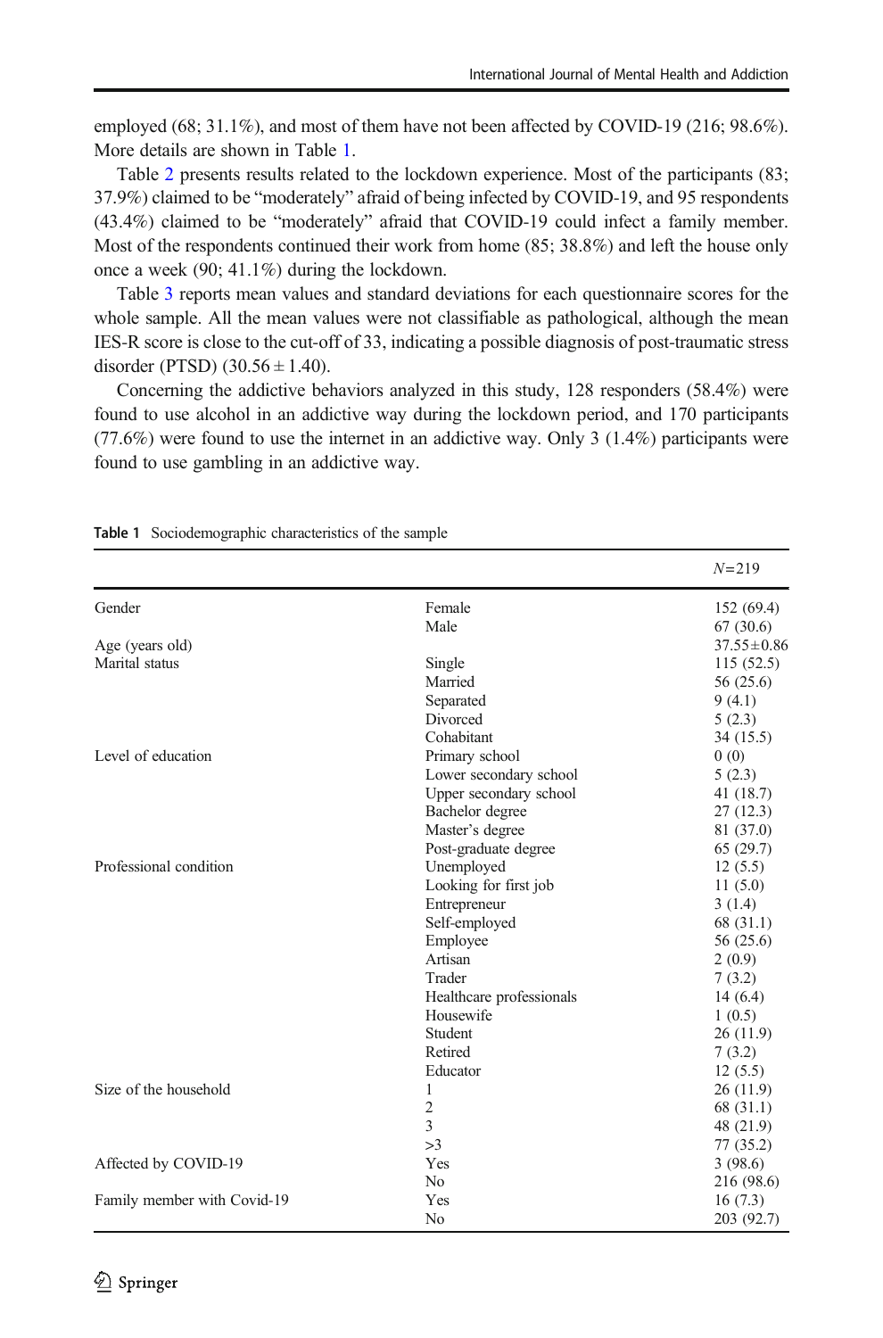employed (68; 31.1%), and most of them have not been affected by COVID-19 (216; 98.6%). More details are shown in Table 1.

Table 2 presents results related to the lockdown experience. Most of the participants (83; 37.9%) claimed to be "moderately" afraid of being infected by COVID-19, and 95 respondents (43.4%) claimed to be "moderately" afraid that COVID-19 could infect a family member. Most of the respondents continued their work from home (85; 38.8%) and left the house only once a week (90; 41.1%) during the lockdown.

Table 3 reports mean values and standard deviations for each questionnaire scores for the whole sample. All the mean values were not classifiable as pathological, although the mean IES-R score is close to the cut-off of 33, indicating a possible diagnosis of post-traumatic stress disorder (PTSD) (30.56 ± 1.40).

Concerning the addictive behaviors analyzed in this study, 128 responders (58.4%) were found to use alcohol in an addictive way during the lockdown period, and 170 participants (77.6%) were found to use the internet in an addictive way. Only 3 (1.4%) participants were found to use gambling in an addictive way.

**Table 1** Sociodemographic characteristics of the sample

| | | *N* = 219 |
|---|---|---|
| Gender | Female | 152 (69.4) |
| | Male | 67 (30.6) |
| Age (years old) | | 37.55 ± 0.86 |
| Marital status | Single | 115 (52.5) |
| | Married | 56 (25.6) |
| | Separated | 9 (4.1) |
| | Divorced | 5 (2.3) |
| | Cohabitant | 34 (15.5) |
| Level of education | Primary school | 0 (0) |
| | Lower secondary school | 5 (2.3) |
| | Upper secondary school | 41 (18.7) |
| | Bachelor degree | 27 (12.3) |
| | Master's degree | 81 (37.0) |
| | Post-graduate degree | 65 (29.7) |
| Professional condition | Unemployed | 12 (5.5) |
| | Looking for first job | 11 (5.0) |
| | Entrepreneur | 3 (1.4) |
| | Self-employed | 68 (31.1) |
| | Employee | 56 (25.6) |
| | Artisan | 2 (0.9) |
| | Trader | 7 (3.2) |
| | Healthcare professionals | 14 (6.4) |
| | Housewife | 1 (0.5) |
| | Student | 26 (11.9) |
| | Retired | 7 (3.2) |
| | Educator | 12 (5.5) |
| Size of the household | 1 | 26 (11.9) |
| | 2 | 68 (31.1) |
| | 3 | 48 (21.9) |
| | >3 | 77 (35.2) |
| Affected by COVID-19 | Yes | 3 (98.6) |
| | No | 216 (98.6) |
| Family member with Covid-19 | Yes | 16 (7.3) |
| | No | 203 (92.7) |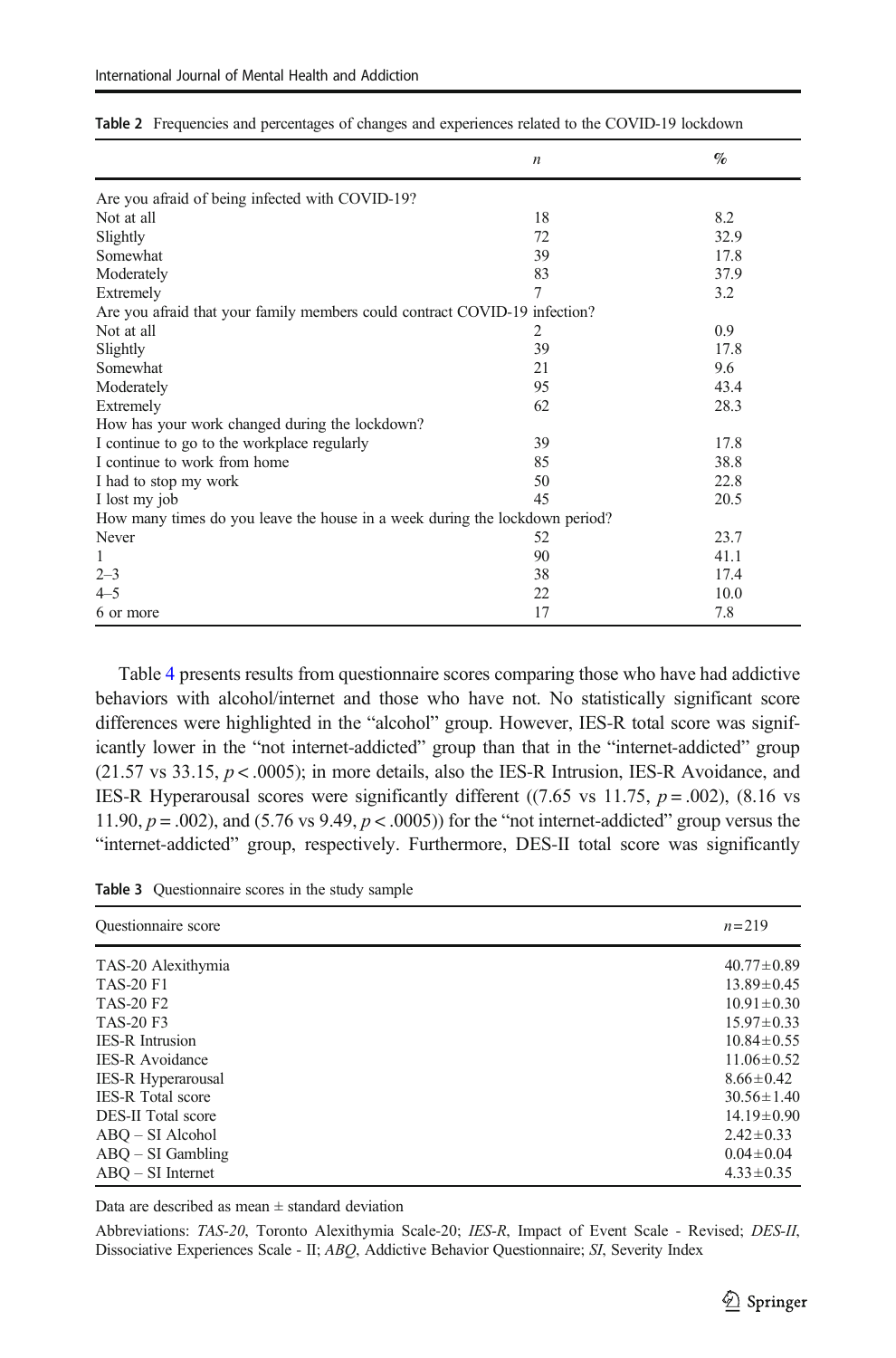**Table 2** Frequencies and percentages of changes and experiences related to the COVID-19 lockdown

| | *n* | % |
|---|---|---|
| Are you afraid of being infected with COVID-19? | | |
| Not at all | 18 | 8.2 |
| Slightly | 72 | 32.9 |
| Somewhat | 39 | 17.8 |
| Moderately | 83 | 37.9 |
| Extremely | 7 | 3.2 |
| Are you afraid that your family members could contract COVID-19 infection? | | |
| Not at all | 2 | 0.9 |
| Slightly | 39 | 17.8 |
| Somewhat | 21 | 9.6 |
| Moderately | 95 | 43.4 |
| Extremely | 62 | 28.3 |
| How has your work changed during the lockdown? | | |
| I continue to go to the workplace regularly | 39 | 17.8 |
| I continue to work from home | 85 | 38.8 |
| I had to stop my work | 50 | 22.8 |
| I lost my job | 45 | 20.5 |
| How many times do you leave the house in a week during the lockdown period? | | |
| Never | 52 | 23.7 |
| 1 | 90 | 41.1 |
| 2–3 | 38 | 17.4 |
| 4–5 | 22 | 10.0 |
| 6 or more | 17 | 7.8 |

Table 4 presents results from questionnaire scores comparing those who have had addictive behaviors with alcohol/internet and those who have not. No statistically significant score differences were highlighted in the "alcohol" group. However, IES-R total score was significantly lower in the "not internet-addicted" group than that in the "internet-addicted" group (21.57 vs 33.15, $p < .0005$); in more details, also the IES-R Intrusion, IES-R Avoidance, and IES-R Hyperarousal scores were significantly different ((7.65 vs 11.75, $p = .002$), (8.16 vs 11.90, $p = .002$), and (5.76 vs 9.49, $p < .0005$)) for the "not internet-addicted" group versus the "internet-addicted" group, respectively. Furthermore, DES-II total score was significantly

**Table 3** Questionnaire scores in the study sample

| Questionnaire score | $n = 219$ |
|---|---|
| TAS-20 Alexithymia | 40.77±0.89 |
| TAS-20 F1 | 13.89±0.45 |
| TAS-20 F2 | 10.91±0.30 |
| TAS-20 F3 | 15.97±0.33 |
| IES-R Intrusion | 10.84±0.55 |
| IES-R Avoidance | 11.06±0.52 |
| IES-R Hyperarousal | 8.66±0.42 |
| IES-R Total score | 30.56±1.40 |
| DES-II Total score | 14.19±0.90 |
| ABQ – SI Alcohol | 2.42±0.33 |
| ABQ – SI Gambling | 0.04±0.04 |
| ABQ – SI Internet | 4.33±0.35 |

Data are described as mean ± standard deviation

Abbreviations: *TAS-20*, Toronto Alexithymia Scale-20; *IES-R*, Impact of Event Scale - Revised; *DES-II*, Dissociative Experiences Scale - II; *ABQ*, Addictive Behavior Questionnaire; *SI*, Severity Index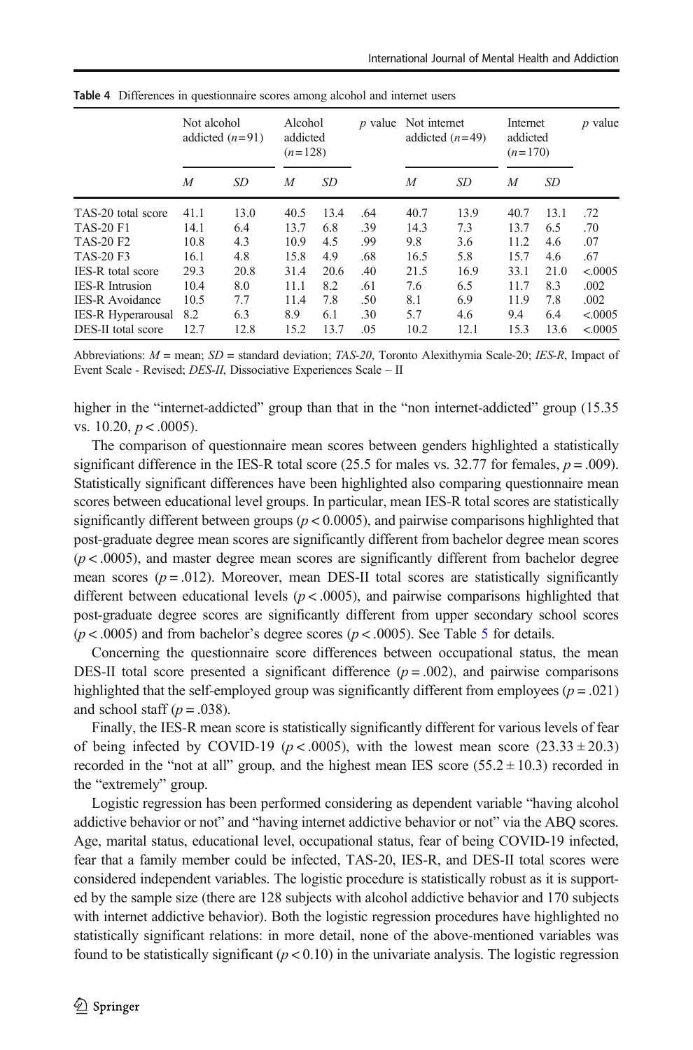**Table 4** Differences in questionnaire scores among alcohol and internet users

| | Not alcohol addicted ($n=91$) | | Alcohol addicted ($n=128$) | | $p$ value | Not internet addicted ($n=49$) | | Internet addicted ($n=170$) | | $p$ value |
|---|---|---|---|---|---|---|---|---|---|---|
| | $M$ | $SD$ | $M$ | $SD$ | | $M$ | $SD$ | $M$ | $SD$ | |
| TAS-20 total score | 41.1 | 13.0 | 40.5 | 13.4 | .64 | 40.7 | 13.9 | 40.7 | 13.1 | .72 |
| TAS-20 F1 | 14.1 | 6.4 | 13.7 | 6.8 | .39 | 14.3 | 7.3 | 13.7 | 6.5 | .70 |
| TAS-20 F2 | 10.8 | 4.3 | 10.9 | 4.5 | .99 | 9.8 | 3.6 | 11.2 | 4.6 | .07 |
| TAS-20 F3 | 16.1 | 4.8 | 15.8 | 4.9 | .68 | 16.5 | 5.8 | 15.7 | 4.6 | .67 |
| IES-R total score | 29.3 | 20.8 | 31.4 | 20.6 | .40 | 21.5 | 16.9 | 33.1 | 21.0 | <.0005 |
| IES-R Intrusion | 10.4 | 8.0 | 11.1 | 8.2 | .61 | 7.6 | 6.5 | 11.7 | 8.3 | .002 |
| IES-R Avoidance | 10.5 | 7.7 | 11.4 | 7.8 | .50 | 8.1 | 6.9 | 11.9 | 7.8 | .002 |
| IES-R Hyperarousal | 8.2 | 6.3 | 8.9 | 6.1 | .30 | 5.7 | 4.6 | 9.4 | 6.4 | <.0005 |
| DES-II total score | 12.7 | 12.8 | 15.2 | 13.7 | .05 | 10.2 | 12.1 | 15.3 | 13.6 | <.0005 |

Abbreviations: $M$ = mean; $SD$ = standard deviation; *TAS-20*, Toronto Alexithymia Scale-20; *IES-R*, Impact of Event Scale - Revised; *DES-II*, Dissociative Experiences Scale – II

higher in the "internet-addicted" group than that in the "non internet-addicted" group (15.35 vs. 10.20, $p < .0005$).

The comparison of questionnaire mean scores between genders highlighted a statistically significant difference in the IES-R total score (25.5 for males vs. 32.77 for females, $p = .009$). Statistically significant differences have been highlighted also comparing questionnaire mean scores between educational level groups. In particular, mean IES-R total scores are statistically significantly different between groups ($p < 0.0005$), and pairwise comparisons highlighted that post-graduate degree mean scores are significantly different from bachelor degree mean scores ($p < .0005$), and master degree mean scores are significantly different from bachelor degree mean scores ($p = .012$). Moreover, mean DES-II total scores are statistically significantly different between educational levels ($p < .0005$), and pairwise comparisons highlighted that post-graduate degree scores are significantly different from upper secondary school scores ($p < .0005$) and from bachelor's degree scores ($p < .0005$). See Table 5 for details.

Concerning the questionnaire score differences between occupational status, the mean DES-II total score presented a significant difference ($p = .002$), and pairwise comparisons highlighted that the self-employed group was significantly different from employees ($p = .021$) and school staff ($p = .038$).

Finally, the IES-R mean score is statistically significantly different for various levels of fear of being infected by COVID-19 ($p < .0005$), with the lowest mean score ($23.33 \pm 20.3$) recorded in the "not at all" group, and the highest mean IES score ($55.2 \pm 10.3$) recorded in the "extremely" group.

Logistic regression has been performed considering as dependent variable "having alcohol addictive behavior or not" and "having internet addictive behavior or not" via the ABQ scores. Age, marital status, educational level, occupational status, fear of being COVID-19 infected, fear that a family member could be infected, TAS-20, IES-R, and DES-II total scores were considered independent variables. The logistic procedure is statistically robust as it is supported by the sample size (there are 128 subjects with alcohol addictive behavior and 170 subjects with internet addictive behavior). Both the logistic regression procedures have highlighted no statistically significant relations: in more detail, none of the above-mentioned variables was found to be statistically significant ($p < 0.10$) in the univariate analysis. The logistic regression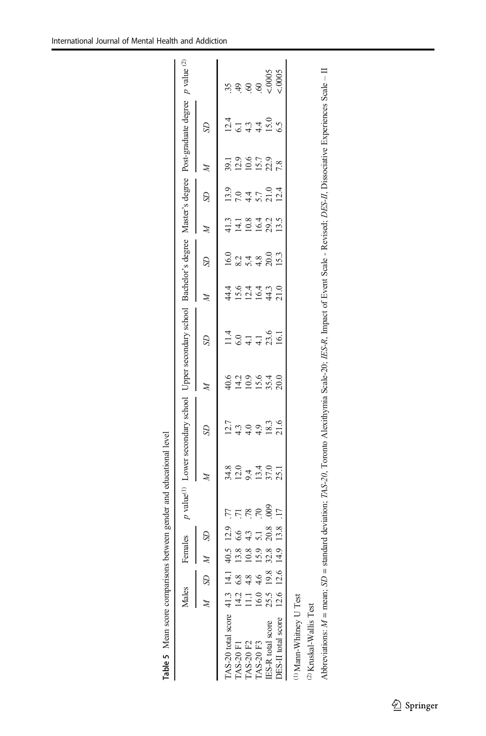**Table 5** Mean score comparisons between gender and educational level

| | Males | | Females | | p value[(1)] | Lower secondary school | | Upper secondary school | | Bachelor's degree | | Master's degree | | Post-graduate degree | | p value [(2)] |
|---|---|---|---|---|---|---|---|---|---|---|---|---|---|---|---|---|
| | *M* | *SD* | *M* | *SD* | | *M* | *SD* | *M* | *SD* | *M* | *SD* | *M* | *SD* | *M* | *SD* | |
| TAS-20 total score | 41.3 | 14.1 | 40.5 | 12.9 | .77 | 34.8 | 12.7 | 40.6 | 11.4 | 44.4 | 16.0 | 41.3 | 13.9 | 39.1 | 12.4 | .35 |
| TAS-20 F1 | 14.2 | 6.8 | 13.8 | 6.6 | .71 | 12.0 | 4.3 | 14.2 | 6.0 | 15.6 | 8.2 | 14.1 | 7.0 | 12.9 | 6.1 | .49 |
| TAS-20 F2 | 11.1 | 4.8 | 10.8 | 4.3 | .78 | 9.4 | 4.0 | 10.9 | 4.1 | 12.4 | 5.4 | 10.8 | 4.4 | 10.6 | 4.3 | .60 |
| TAS-20 F3 | 16.0 | 4.6 | 15.9 | 5.1 | .70 | 13.4 | 4.9 | 15.6 | 4.1 | 16.4 | 4.8 | 16.4 | 5.7 | 15.7 | 4.4 | .60 |
| IES-R total score | 25.5 | 19.8 | 32.8 | 20.8 | .009 | 37.0 | 18.3 | 35.4 | 23.6 | 44.3 | 20.0 | 29.2 | 21.0 | 22.9 | 15.0 | <.0005 |
| DES-II total score | 12.6 | 12.6 | 14.9 | 13.8 | .17 | 25.1 | 21.6 | 20.0 | 16.1 | 21.0 | 15.3 | 13.5 | 12.4 | 7.8 | 6.5 | <.0005 |

[(1)] Mann-Whitney U Test

[(2)] Kruskal-Wallis Test

Abbreviations: *M* = mean; *SD* = standard deviation; *TAS-20*, Toronto Alexithymia Scale-20; *IES-R*, Impact of Event Scale - Revised; *DES-II*, Dissociative Experiences Scale – II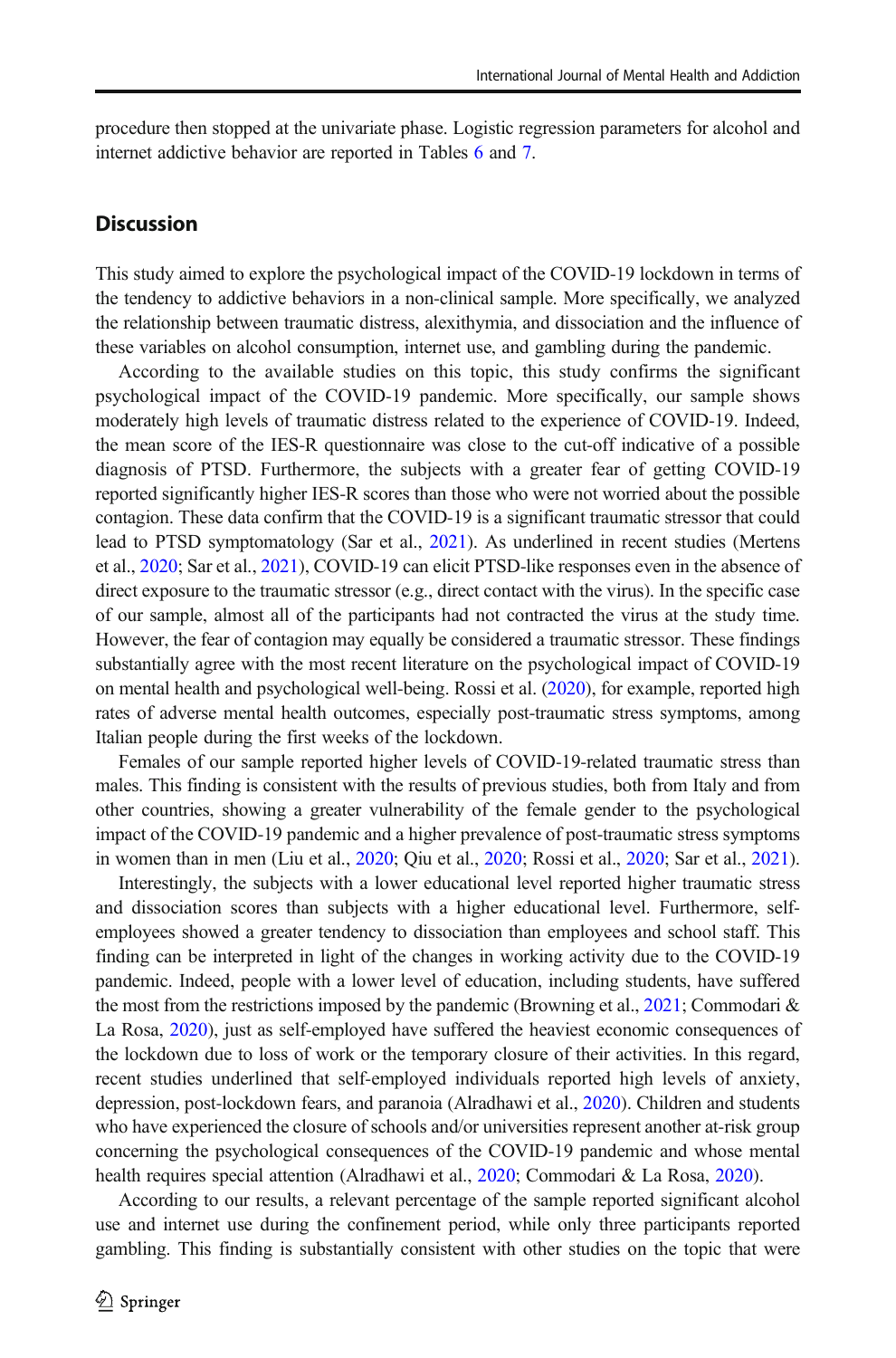procedure then stopped at the univariate phase. Logistic regression parameters for alcohol and internet addictive behavior are reported in Tables 6 and 7.

## Discussion

This study aimed to explore the psychological impact of the COVID-19 lockdown in terms of the tendency to addictive behaviors in a non-clinical sample. More specifically, we analyzed the relationship between traumatic distress, alexithymia, and dissociation and the influence of these variables on alcohol consumption, internet use, and gambling during the pandemic.

According to the available studies on this topic, this study confirms the significant psychological impact of the COVID-19 pandemic. More specifically, our sample shows moderately high levels of traumatic distress related to the experience of COVID-19. Indeed, the mean score of the IES-R questionnaire was close to the cut-off indicative of a possible diagnosis of PTSD. Furthermore, the subjects with a greater fear of getting COVID-19 reported significantly higher IES-R scores than those who were not worried about the possible contagion. These data confirm that the COVID-19 is a significant traumatic stressor that could lead to PTSD symptomatology (Sar et al., 2021). As underlined in recent studies (Mertens et al., 2020; Sar et al., 2021), COVID-19 can elicit PTSD-like responses even in the absence of direct exposure to the traumatic stressor (e.g., direct contact with the virus). In the specific case of our sample, almost all of the participants had not contracted the virus at the study time. However, the fear of contagion may equally be considered a traumatic stressor. These findings substantially agree with the most recent literature on the psychological impact of COVID-19 on mental health and psychological well-being. Rossi et al. (2020), for example, reported high rates of adverse mental health outcomes, especially post-traumatic stress symptoms, among Italian people during the first weeks of the lockdown.

Females of our sample reported higher levels of COVID-19-related traumatic stress than males. This finding is consistent with the results of previous studies, both from Italy and from other countries, showing a greater vulnerability of the female gender to the psychological impact of the COVID-19 pandemic and a higher prevalence of post-traumatic stress symptoms in women than in men (Liu et al., 2020; Qiu et al., 2020; Rossi et al., 2020; Sar et al., 2021).

Interestingly, the subjects with a lower educational level reported higher traumatic stress and dissociation scores than subjects with a higher educational level. Furthermore, self-employees showed a greater tendency to dissociation than employees and school staff. This finding can be interpreted in light of the changes in working activity due to the COVID-19 pandemic. Indeed, people with a lower level of education, including students, have suffered the most from the restrictions imposed by the pandemic (Browning et al., 2021; Commodari & La Rosa, 2020), just as self-employed have suffered the heaviest economic consequences of the lockdown due to loss of work or the temporary closure of their activities. In this regard, recent studies underlined that self-employed individuals reported high levels of anxiety, depression, post-lockdown fears, and paranoia (Alradhawi et al., 2020). Children and students who have experienced the closure of schools and/or universities represent another at-risk group concerning the psychological consequences of the COVID-19 pandemic and whose mental health requires special attention (Alradhawi et al., 2020; Commodari & La Rosa, 2020).

According to our results, a relevant percentage of the sample reported significant alcohol use and internet use during the confinement period, while only three participants reported gambling. This finding is substantially consistent with other studies on the topic that were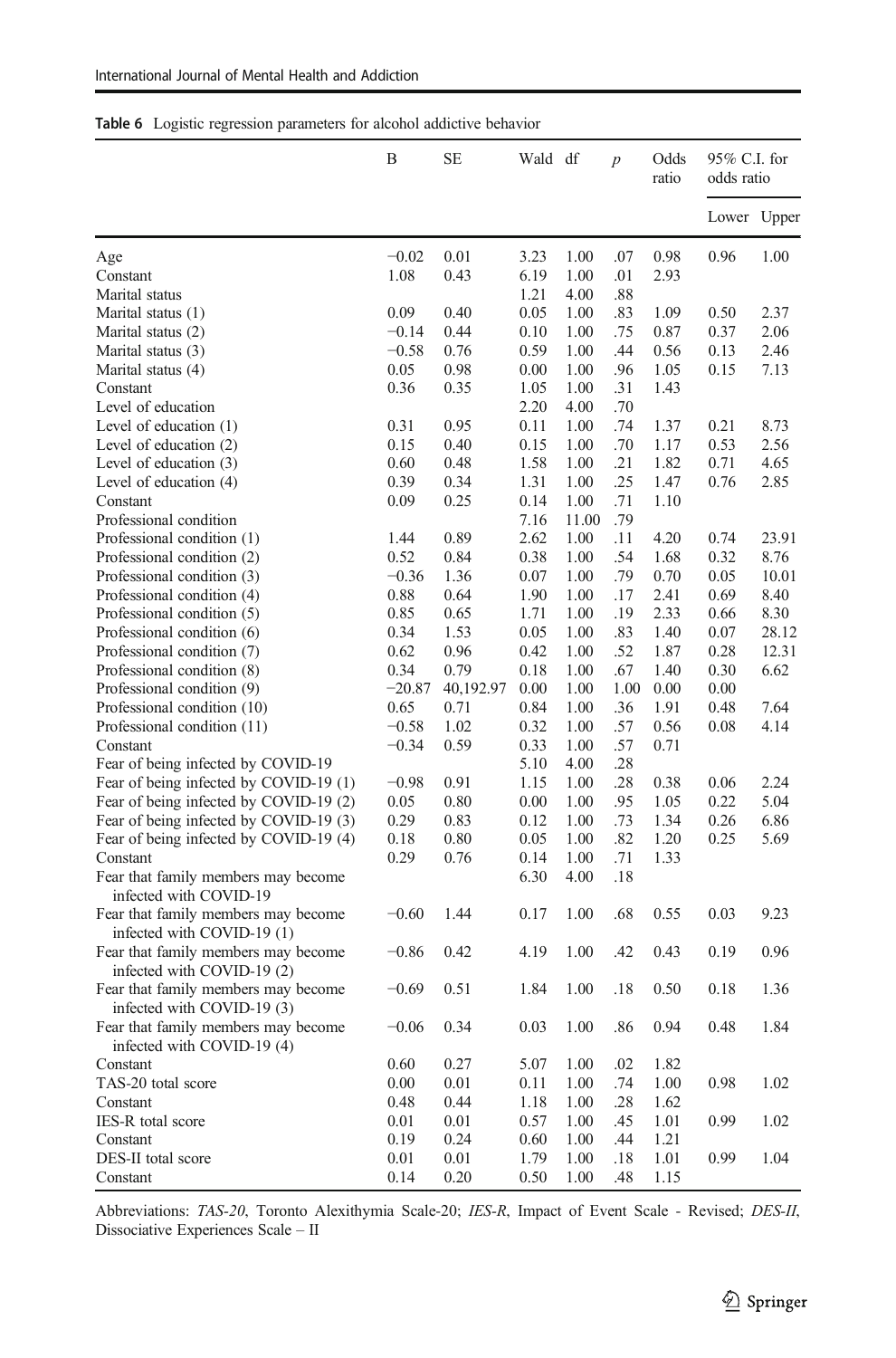**Table 6** Logistic regression parameters for alcohol addictive behavior

| | B | SE | Wald | df | *p* | Odds ratio | 95% C.I. for odds ratio | |
|---|---|---|---|---|---|---|---|---|
| | | | | | | | Lower | Upper |
| Age | −0.02 | 0.01 | 3.23 | 1.00 | .07 | 0.98 | 0.96 | 1.00 |
| Constant | 1.08 | 0.43 | 6.19 | 1.00 | .01 | 2.93 | | |
| Marital status | | | 1.21 | 4.00 | .88 | | | |
| Marital status (1) | 0.09 | 0.40 | 0.05 | 1.00 | .83 | 1.09 | 0.50 | 2.37 |
| Marital status (2) | −0.14 | 0.44 | 0.10 | 1.00 | .75 | 0.87 | 0.37 | 2.06 |
| Marital status (3) | −0.58 | 0.76 | 0.59 | 1.00 | .44 | 0.56 | 0.13 | 2.46 |
| Marital status (4) | 0.05 | 0.98 | 0.00 | 1.00 | .96 | 1.05 | 0.15 | 7.13 |
| Constant | 0.36 | 0.35 | 1.05 | 1.00 | .31 | 1.43 | | |
| Level of education | | | 2.20 | 4.00 | .70 | | | |
| Level of education (1) | 0.31 | 0.95 | 0.11 | 1.00 | .74 | 1.37 | 0.21 | 8.73 |
| Level of education (2) | 0.15 | 0.40 | 0.15 | 1.00 | .70 | 1.17 | 0.53 | 2.56 |
| Level of education (3) | 0.60 | 0.48 | 1.58 | 1.00 | .21 | 1.82 | 0.71 | 4.65 |
| Level of education (4) | 0.39 | 0.34 | 1.31 | 1.00 | .25 | 1.47 | 0.76 | 2.85 |
| Constant | 0.09 | 0.25 | 0.14 | 1.00 | .71 | 1.10 | | |
| Professional condition | | | 7.16 | 11.00 | .79 | | | |
| Professional condition (1) | 1.44 | 0.89 | 2.62 | 1.00 | .11 | 4.20 | 0.74 | 23.91 |
| Professional condition (2) | 0.52 | 0.84 | 0.38 | 1.00 | .54 | 1.68 | 0.32 | 8.76 |
| Professional condition (3) | −0.36 | 1.36 | 0.07 | 1.00 | .79 | 0.70 | 0.05 | 10.01 |
| Professional condition (4) | 0.88 | 0.64 | 1.90 | 1.00 | .17 | 2.41 | 0.69 | 8.40 |
| Professional condition (5) | 0.85 | 0.65 | 1.71 | 1.00 | .19 | 2.33 | 0.66 | 8.30 |
| Professional condition (6) | 0.34 | 1.53 | 0.05 | 1.00 | .83 | 1.40 | 0.07 | 28.12 |
| Professional condition (7) | 0.62 | 0.96 | 0.42 | 1.00 | .52 | 1.87 | 0.28 | 12.31 |
| Professional condition (8) | 0.34 | 0.79 | 0.18 | 1.00 | .67 | 1.40 | 0.30 | 6.62 |
| Professional condition (9) | −20.87 | 40,192.97 | 0.00 | 1.00 | 1.00 | 0.00 | 0.00 | |
| Professional condition (10) | 0.65 | 0.71 | 0.84 | 1.00 | .36 | 1.91 | 0.48 | 7.64 |
| Professional condition (11) | −0.58 | 1.02 | 0.32 | 1.00 | .57 | 0.56 | 0.08 | 4.14 |
| Constant | −0.34 | 0.59 | 0.33 | 1.00 | .57 | 0.71 | | |
| Fear of being infected by COVID-19 | | | 5.10 | 4.00 | .28 | | | |
| Fear of being infected by COVID-19 (1) | −0.98 | 0.91 | 1.15 | 1.00 | .28 | 0.38 | 0.06 | 2.24 |
| Fear of being infected by COVID-19 (2) | 0.05 | 0.80 | 0.00 | 1.00 | .95 | 1.05 | 0.22 | 5.04 |
| Fear of being infected by COVID-19 (3) | 0.29 | 0.83 | 0.12 | 1.00 | .73 | 1.34 | 0.26 | 6.86 |
| Fear of being infected by COVID-19 (4) | 0.18 | 0.80 | 0.05 | 1.00 | .82 | 1.20 | 0.25 | 5.69 |
| Constant | 0.29 | 0.76 | 0.14 | 1.00 | .71 | 1.33 | | |
| Fear that family members may become infected with COVID-19 | | | 6.30 | 4.00 | .18 | | | |
| Fear that family members may become infected with COVID-19 (1) | −0.60 | 1.44 | 0.17 | 1.00 | .68 | 0.55 | 0.03 | 9.23 |
| Fear that family members may become infected with COVID-19 (2) | −0.86 | 0.42 | 4.19 | 1.00 | .42 | 0.43 | 0.19 | 0.96 |
| Fear that family members may become infected with COVID-19 (3) | −0.69 | 0.51 | 1.84 | 1.00 | .18 | 0.50 | 0.18 | 1.36 |
| Fear that family members may become infected with COVID-19 (4) | −0.06 | 0.34 | 0.03 | 1.00 | .86 | 0.94 | 0.48 | 1.84 |
| Constant | 0.60 | 0.27 | 5.07 | 1.00 | .02 | 1.82 | | |
| TAS-20 total score | 0.00 | 0.01 | 0.11 | 1.00 | .74 | 1.00 | 0.98 | 1.02 |
| Constant | 0.48 | 0.44 | 1.18 | 1.00 | .28 | 1.62 | | |
| IES-R total score | 0.01 | 0.01 | 0.57 | 1.00 | .45 | 1.01 | 0.99 | 1.02 |
| Constant | 0.19 | 0.24 | 0.60 | 1.00 | .44 | 1.21 | | |
| DES-II total score | 0.01 | 0.01 | 1.79 | 1.00 | .18 | 1.01 | 0.99 | 1.04 |
| Constant | 0.14 | 0.20 | 0.50 | 1.00 | .48 | 1.15 | | |

Abbreviations: *TAS-20*, Toronto Alexithymia Scale-20; *IES-R*, Impact of Event Scale - Revised; *DES-II*, Dissociative Experiences Scale – II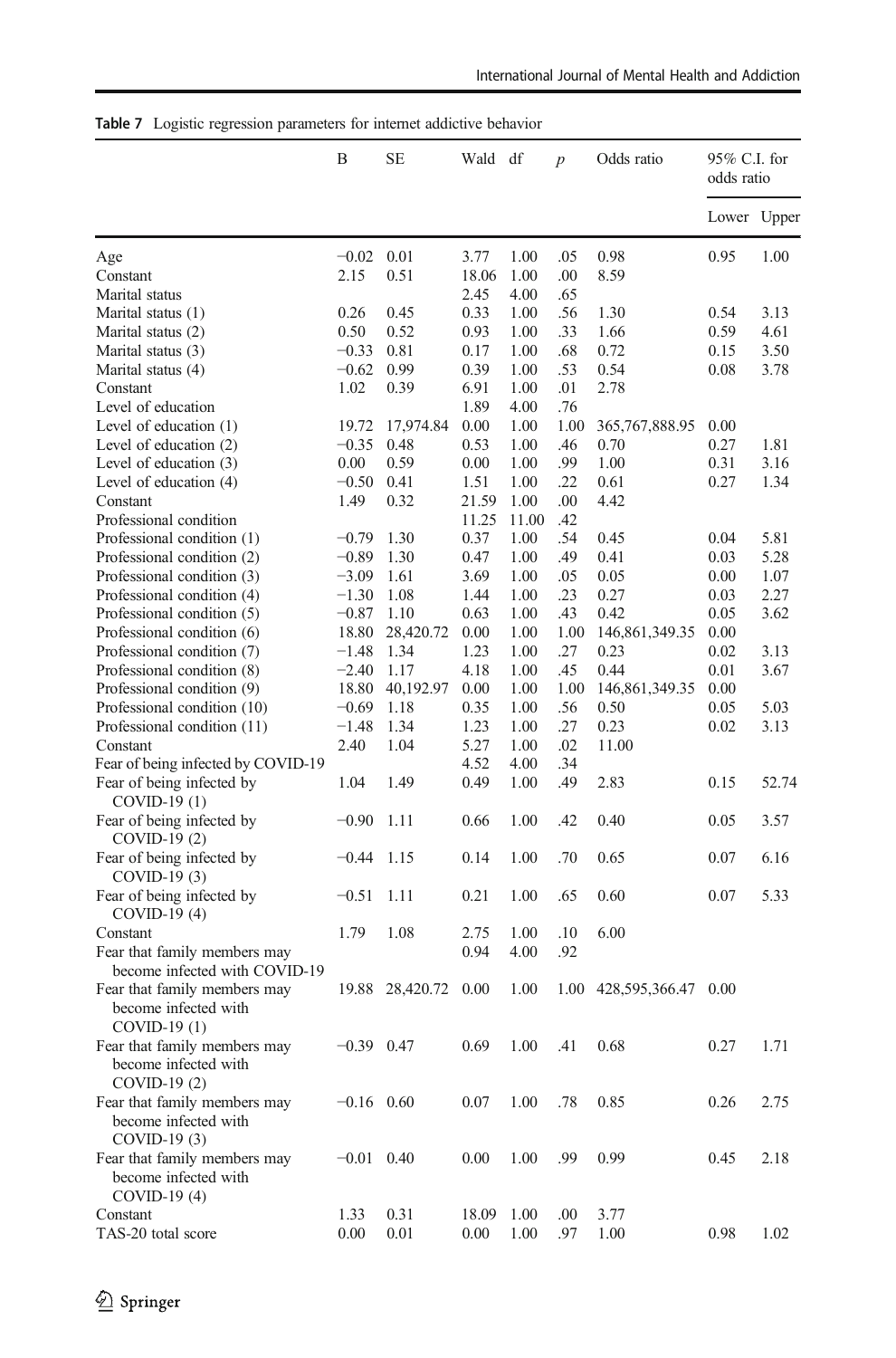**Table 7** Logistic regression parameters for internet addictive behavior

| | B | SE | Wald | df | *p* | Odds ratio | 95% C.I. for odds ratio | |
|---|---|---|---|---|---|---|---|---|
| | | | | | | | Lower | Upper |
| Age | −0.02 | 0.01 | 3.77 | 1.00 | .05 | 0.98 | 0.95 | 1.00 |
| Constant | 2.15 | 0.51 | 18.06 | 1.00 | .00 | 8.59 | | |
| Marital status | | | 2.45 | 4.00 | .65 | | | |
| Marital status (1) | 0.26 | 0.45 | 0.33 | 1.00 | .56 | 1.30 | 0.54 | 3.13 |
| Marital status (2) | 0.50 | 0.52 | 0.93 | 1.00 | .33 | 1.66 | 0.59 | 4.61 |
| Marital status (3) | −0.33 | 0.81 | 0.17 | 1.00 | .68 | 0.72 | 0.15 | 3.50 |
| Marital status (4) | −0.62 | 0.99 | 0.39 | 1.00 | .53 | 0.54 | 0.08 | 3.78 |
| Constant | 1.02 | 0.39 | 6.91 | 1.00 | .01 | 2.78 | | |
| Level of education | | | 1.89 | 4.00 | .76 | | | |
| Level of education (1) | 19.72 | 17,974.84 | 0.00 | 1.00 | 1.00 | 365,767,888.95 | 0.00 | |
| Level of education (2) | −0.35 | 0.48 | 0.53 | 1.00 | .46 | 0.70 | 0.27 | 1.81 |
| Level of education (3) | 0.00 | 0.59 | 0.00 | 1.00 | .99 | 1.00 | 0.31 | 3.16 |
| Level of education (4) | −0.50 | 0.41 | 1.51 | 1.00 | .22 | 0.61 | 0.27 | 1.34 |
| Constant | 1.49 | 0.32 | 21.59 | 1.00 | .00 | 4.42 | | |
| Professional condition | | | 11.25 | 11.00 | .42 | | | |
| Professional condition (1) | −0.79 | 1.30 | 0.37 | 1.00 | .54 | 0.45 | 0.04 | 5.81 |
| Professional condition (2) | −0.89 | 1.30 | 0.47 | 1.00 | .49 | 0.41 | 0.03 | 5.28 |
| Professional condition (3) | −3.09 | 1.61 | 3.69 | 1.00 | .05 | 0.05 | 0.00 | 1.07 |
| Professional condition (4) | −1.30 | 1.08 | 1.44 | 1.00 | .23 | 0.27 | 0.03 | 2.27 |
| Professional condition (5) | −0.87 | 1.10 | 0.63 | 1.00 | .43 | 0.42 | 0.05 | 3.62 |
| Professional condition (6) | 18.80 | 28,420.72 | 0.00 | 1.00 | 1.00 | 146,861,349.35 | 0.00 | |
| Professional condition (7) | −1.48 | 1.34 | 1.23 | 1.00 | .27 | 0.23 | 0.02 | 3.13 |
| Professional condition (8) | −2.40 | 1.17 | 4.18 | 1.00 | .45 | 0.44 | 0.01 | 3.67 |
| Professional condition (9) | 18.80 | 40,192.97 | 0.00 | 1.00 | 1.00 | 146,861,349.35 | 0.00 | |
| Professional condition (10) | −0.69 | 1.18 | 0.35 | 1.00 | .56 | 0.50 | 0.05 | 5.03 |
| Professional condition (11) | −1.48 | 1.34 | 1.23 | 1.00 | .27 | 0.23 | 0.02 | 3.13 |
| Constant | 2.40 | 1.04 | 5.27 | 1.00 | .02 | 11.00 | | |
| Fear of being infected by COVID-19 | | | 4.52 | 4.00 | .34 | | | |
| Fear of being infected by COVID-19 (1) | 1.04 | 1.49 | 0.49 | 1.00 | .49 | 2.83 | 0.15 | 52.74 |
| Fear of being infected by COVID-19 (2) | −0.90 | 1.11 | 0.66 | 1.00 | .42 | 0.40 | 0.05 | 3.57 |
| Fear of being infected by COVID-19 (3) | −0.44 | 1.15 | 0.14 | 1.00 | .70 | 0.65 | 0.07 | 6.16 |
| Fear of being infected by COVID-19 (4) | −0.51 | 1.11 | 0.21 | 1.00 | .65 | 0.60 | 0.07 | 5.33 |
| Constant | 1.79 | 1.08 | 2.75 | 1.00 | .10 | 6.00 | | |
| Fear that family members may become infected with COVID-19 | | | 0.94 | 4.00 | .92 | | | |
| Fear that family members may become infected with COVID-19 (1) | 19.88 | 28,420.72 | 0.00 | 1.00 | 1.00 | 428,595,366.47 | 0.00 | |
| Fear that family members may become infected with COVID-19 (2) | −0.39 | 0.47 | 0.69 | 1.00 | .41 | 0.68 | 0.27 | 1.71 |
| Fear that family members may become infected with COVID-19 (3) | −0.16 | 0.60 | 0.07 | 1.00 | .78 | 0.85 | 0.26 | 2.75 |
| Fear that family members may become infected with COVID-19 (4) | −0.01 | 0.40 | 0.00 | 1.00 | .99 | 0.99 | 0.45 | 2.18 |
| Constant | 1.33 | 0.31 | 18.09 | 1.00 | .00 | 3.77 | | |
| TAS-20 total score | 0.00 | 0.01 | 0.00 | 1.00 | .97 | 1.00 | 0.98 | 1.02 |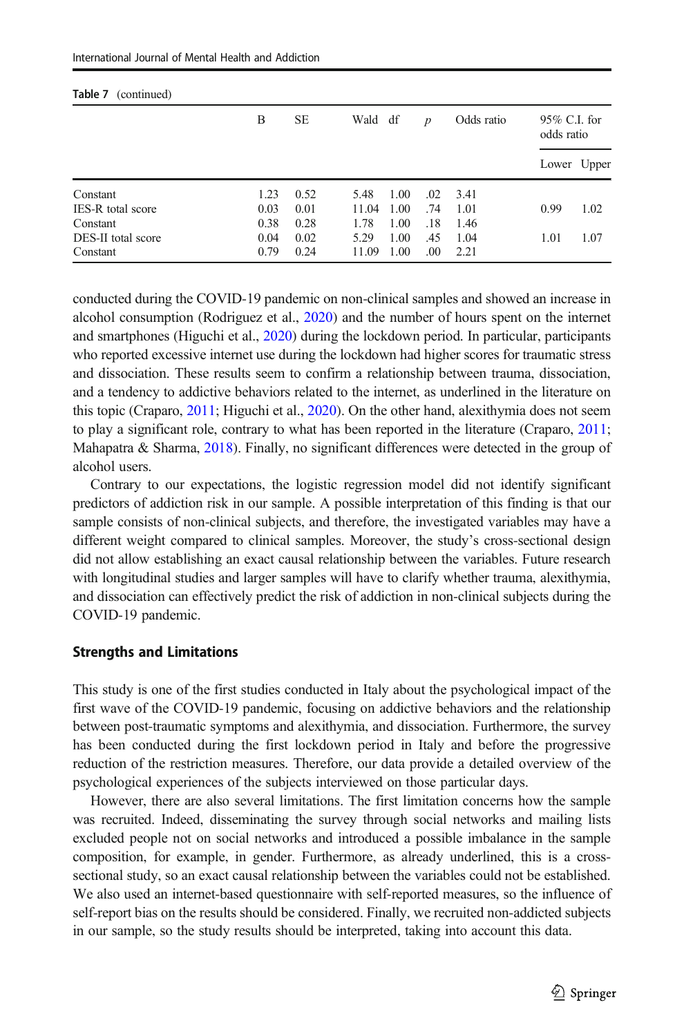Table 7 (continued)

| | B | SE | Wald | df | *p* | Odds ratio | 95% C.I. for odds ratio | |
|---|---|---|---|---|---|---|---|---|
| | | | | | | | Lower | Upper |
| Constant | 1.23 | 0.52 | 5.48 | 1.00 | .02 | 3.41 | | |
| IES-R total score | 0.03 | 0.01 | 11.04 | 1.00 | .74 | 1.01 | 0.99 | 1.02 |
| Constant | 0.38 | 0.28 | 1.78 | 1.00 | .18 | 1.46 | | |
| DES-II total score | 0.04 | 0.02 | 5.29 | 1.00 | .45 | 1.04 | 1.01 | 1.07 |
| Constant | 0.79 | 0.24 | 11.09 | 1.00 | .00 | 2.21 | | |

conducted during the COVID-19 pandemic on non-clinical samples and showed an increase in alcohol consumption (Rodriguez et al., 2020) and the number of hours spent on the internet and smartphones (Higuchi et al., 2020) during the lockdown period. In particular, participants who reported excessive internet use during the lockdown had higher scores for traumatic stress and dissociation. These results seem to confirm a relationship between trauma, dissociation, and a tendency to addictive behaviors related to the internet, as underlined in the literature on this topic (Craparo, 2011; Higuchi et al., 2020). On the other hand, alexithymia does not seem to play a significant role, contrary to what has been reported in the literature (Craparo, 2011; Mahapatra & Sharma, 2018). Finally, no significant differences were detected in the group of alcohol users.

Contrary to our expectations, the logistic regression model did not identify significant predictors of addiction risk in our sample. A possible interpretation of this finding is that our sample consists of non-clinical subjects, and therefore, the investigated variables may have a different weight compared to clinical samples. Moreover, the study's cross-sectional design did not allow establishing an exact causal relationship between the variables. Future research with longitudinal studies and larger samples will have to clarify whether trauma, alexithymia, and dissociation can effectively predict the risk of addiction in non-clinical subjects during the COVID-19 pandemic.

## Strengths and Limitations

This study is one of the first studies conducted in Italy about the psychological impact of the first wave of the COVID-19 pandemic, focusing on addictive behaviors and the relationship between post-traumatic symptoms and alexithymia, and dissociation. Furthermore, the survey has been conducted during the first lockdown period in Italy and before the progressive reduction of the restriction measures. Therefore, our data provide a detailed overview of the psychological experiences of the subjects interviewed on those particular days.

However, there are also several limitations. The first limitation concerns how the sample was recruited. Indeed, disseminating the survey through social networks and mailing lists excluded people not on social networks and introduced a possible imbalance in the sample composition, for example, in gender. Furthermore, as already underlined, this is a cross-sectional study, so an exact causal relationship between the variables could not be established. We also used an internet-based questionnaire with self-reported measures, so the influence of self-report bias on the results should be considered. Finally, we recruited non-addicted subjects in our sample, so the study results should be interpreted, taking into account this data.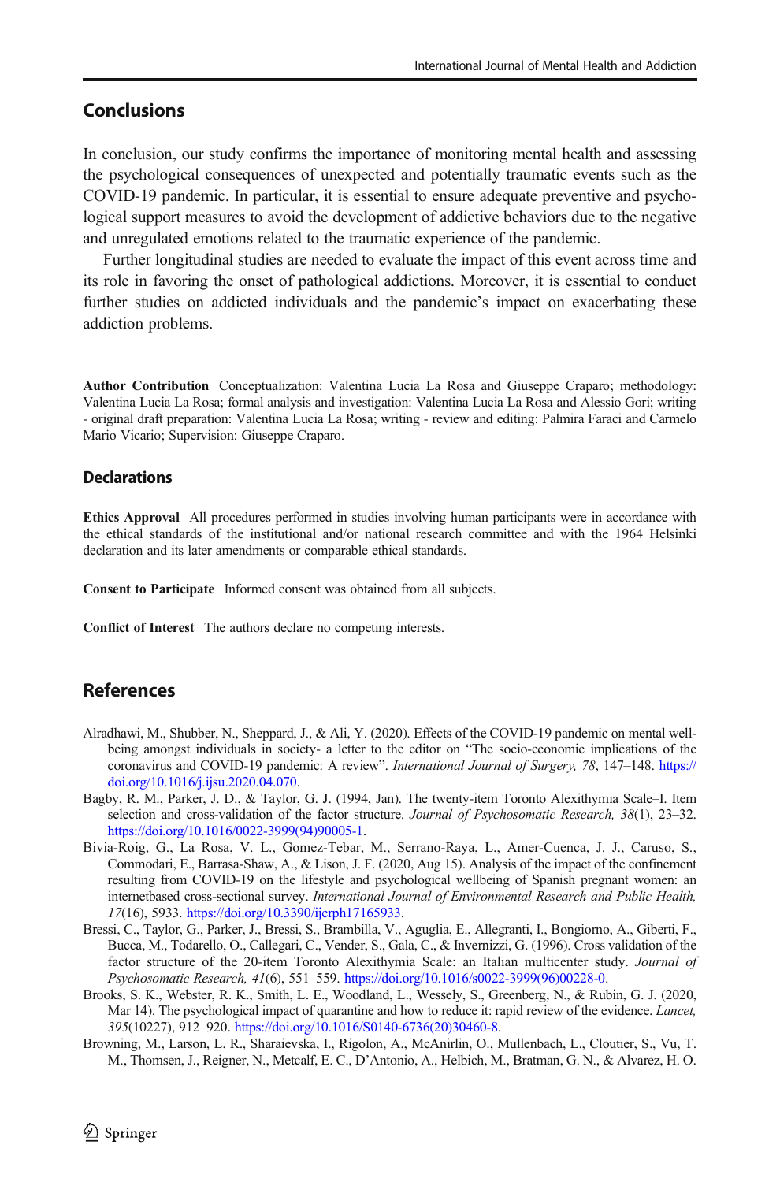## Conclusions

In conclusion, our study confirms the importance of monitoring mental health and assessing the psychological consequences of unexpected and potentially traumatic events such as the COVID-19 pandemic. In particular, it is essential to ensure adequate preventive and psychological support measures to avoid the development of addictive behaviors due to the negative and unregulated emotions related to the traumatic experience of the pandemic.

Further longitudinal studies are needed to evaluate the impact of this event across time and its role in favoring the onset of pathological addictions. Moreover, it is essential to conduct further studies on addicted individuals and the pandemic's impact on exacerbating these addiction problems.

**Author Contribution** Conceptualization: Valentina Lucia La Rosa and Giuseppe Craparo; methodology: Valentina Lucia La Rosa; formal analysis and investigation: Valentina Lucia La Rosa and Alessio Gori; writing - original draft preparation: Valentina Lucia La Rosa; writing - review and editing: Palmira Faraci and Carmelo Mario Vicario; Supervision: Giuseppe Craparo.

### Declarations

**Ethics Approval** All procedures performed in studies involving human participants were in accordance with the ethical standards of the institutional and/or national research committee and with the 1964 Helsinki declaration and its later amendments or comparable ethical standards.

**Consent to Participate** Informed consent was obtained from all subjects.

**Conflict of Interest** The authors declare no competing interests.

## References

Alradhawi, M., Shubber, N., Sheppard, J., & Ali, Y. (2020). Effects of the COVID-19 pandemic on mental well-being amongst individuals in society- a letter to the editor on "The socio-economic implications of the coronavirus and COVID-19 pandemic: A review". *International Journal of Surgery, 78*, 147–148. https://doi.org/10.1016/j.ijsu.2020.04.070.

Bagby, R. M., Parker, J. D., & Taylor, G. J. (1994, Jan). The twenty-item Toronto Alexithymia Scale–I. Item selection and cross-validation of the factor structure. *Journal of Psychosomatic Research, 38*(1), 23–32. https://doi.org/10.1016/0022-3999(94)90005-1.

Bivia-Roig, G., La Rosa, V. L., Gomez-Tebar, M., Serrano-Raya, L., Amer-Cuenca, J. J., Caruso, S., Commodari, E., Barrasa-Shaw, A., & Lison, J. F. (2020, Aug 15). Analysis of the impact of the confinement resulting from COVID-19 on the lifestyle and psychological wellbeing of Spanish pregnant women: an internetbased cross-sectional survey. *International Journal of Environmental Research and Public Health, 17*(16), 5933. https://doi.org/10.3390/ijerph17165933.

Bressi, C., Taylor, G., Parker, J., Bressi, S., Brambilla, V., Aguglia, E., Allegranti, I., Bongiorno, A., Giberti, F., Bucca, M., Todarello, O., Callegari, C., Vender, S., Gala, C., & Invernizzi, G. (1996). Cross validation of the factor structure of the 20-item Toronto Alexithymia Scale: an Italian multicenter study. *Journal of Psychosomatic Research, 41*(6), 551–559. https://doi.org/10.1016/s0022-3999(96)00228-0.

Brooks, S. K., Webster, R. K., Smith, L. E., Woodland, L., Wessely, S., Greenberg, N., & Rubin, G. J. (2020, Mar 14). The psychological impact of quarantine and how to reduce it: rapid review of the evidence. *Lancet, 395*(10227), 912–920. https://doi.org/10.1016/S0140-6736(20)30460-8.

Browning, M., Larson, L. R., Sharaievska, I., Rigolon, A., McAnirlin, O., Mullenbach, L., Cloutier, S., Vu, T. M., Thomsen, J., Reigner, N., Metcalf, E. C., D'Antonio, A., Helbich, M., Bratman, G. N., & Alvarez, H. O.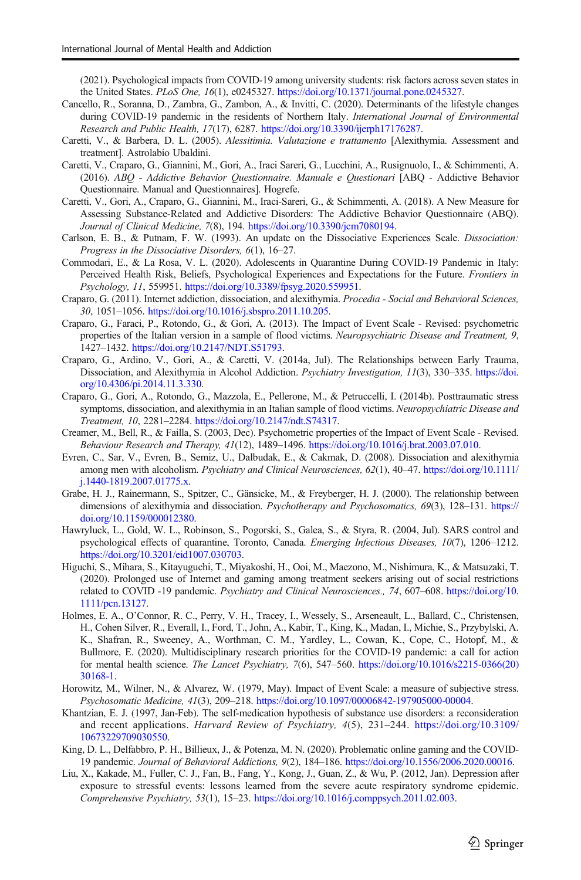(2021). Psychological impacts from COVID-19 among university students: risk factors across seven states in the United States. *PLoS One, 16*(1), e0245327. https://doi.org/10.1371/journal.pone.0245327.

Cancello, R., Soranna, D., Zambra, G., Zambon, A., & Invitti, C. (2020). Determinants of the lifestyle changes during COVID-19 pandemic in the residents of Northern Italy. *International Journal of Environmental Research and Public Health, 17*(17), 6287. https://doi.org/10.3390/ijerph17176287.

Caretti, V., & Barbera, D. L. (2005). *Alessitimia. Valutazione e trattamento* [Alexithymia. Assessment and treatment]. Astrolabio Ubaldini.

Caretti, V., Craparo, G., Giannini, M., Gori, A., Iraci Sareri, G., Lucchini, A., Rusignuolo, I., & Schimmenti, A. (2016). *ABQ - Addictive Behavior Questionnaire. Manuale e Questionari* [ABQ - Addictive Behavior Questionnaire. Manual and Questionnaires]. Hogrefe.

Caretti, V., Gori, A., Craparo, G., Giannini, M., Iraci-Sareri, G., & Schimmenti, A. (2018). A New Measure for Assessing Substance-Related and Addictive Disorders: The Addictive Behavior Questionnaire (ABQ). *Journal of Clinical Medicine, 7*(8), 194. https://doi.org/10.3390/jcm7080194.

Carlson, E. B., & Putnam, F. W. (1993). An update on the Dissociative Experiences Scale. *Dissociation: Progress in the Dissociative Disorders, 6*(1), 16–27.

Commodari, E., & La Rosa, V. L. (2020). Adolescents in Quarantine During COVID-19 Pandemic in Italy: Perceived Health Risk, Beliefs, Psychological Experiences and Expectations for the Future. *Frontiers in Psychology, 11*, 559951. https://doi.org/10.3389/fpsyg.2020.559951.

Craparo, G. (2011). Internet addiction, dissociation, and alexithymia. *Procedia - Social and Behavioral Sciences, 30*, 1051–1056. https://doi.org/10.1016/j.sbspro.2011.10.205.

Craparo, G., Faraci, P., Rotondo, G., & Gori, A. (2013). The Impact of Event Scale - Revised: psychometric properties of the Italian version in a sample of flood victims. *Neuropsychiatric Disease and Treatment, 9*, 1427–1432. https://doi.org/10.2147/NDT.S51793.

Craparo, G., Ardino, V., Gori, A., & Caretti, V. (2014a, Jul). The Relationships between Early Trauma, Dissociation, and Alexithymia in Alcohol Addiction. *Psychiatry Investigation, 11*(3), 330–335. https://doi.org/10.4306/pi.2014.11.3.330.

Craparo, G., Gori, A., Rotondo, G., Mazzola, E., Pellerone, M., & Petruccelli, I. (2014b). Posttraumatic stress symptoms, dissociation, and alexithymia in an Italian sample of flood victims. *Neuropsychiatric Disease and Treatment, 10*, 2281–2284. https://doi.org/10.2147/ndt.S74317.

Creamer, M., Bell, R., & Failla, S. (2003, Dec). Psychometric properties of the Impact of Event Scale - Revised. *Behaviour Research and Therapy, 41*(12), 1489–1496. https://doi.org/10.1016/j.brat.2003.07.010.

Evren, C., Sar, V., Evren, B., Semiz, U., Dalbudak, E., & Cakmak, D. (2008). Dissociation and alexithymia among men with alcoholism. *Psychiatry and Clinical Neurosciences, 62*(1), 40–47. https://doi.org/10.1111/j.1440-1819.2007.01775.x.

Grabe, H. J., Rainermann, S., Spitzer, C., Gänsicke, M., & Freyberger, H. J. (2000). The relationship between dimensions of alexithymia and dissociation. *Psychotherapy and Psychosomatics, 69*(3), 128–131. https://doi.org/10.1159/000012380.

Hawryluck, L., Gold, W. L., Robinson, S., Pogorski, S., Galea, S., & Styra, R. (2004, Jul). SARS control and psychological effects of quarantine, Toronto, Canada. *Emerging Infectious Diseases, 10*(7), 1206–1212. https://doi.org/10.3201/eid1007.030703.

Higuchi, S., Mihara, S., Kitayuguchi, T., Miyakoshi, H., Ooi, M., Maezono, M., Nishimura, K., & Matsuzaki, T. (2020). Prolonged use of Internet and gaming among treatment seekers arising out of social restrictions related to COVID -19 pandemic. *Psychiatry and Clinical Neurosciences., 74*, 607–608. https://doi.org/10.1111/pcn.13127.

Holmes, E. A., O'Connor, R. C., Perry, V. H., Tracey, I., Wessely, S., Arseneault, L., Ballard, C., Christensen, H., Cohen Silver, R., Everall, I., Ford, T., John, A., Kabir, T., King, K., Madan, I., Michie, S., Przybylski, A. K., Shafran, R., Sweeney, A., Worthman, C. M., Yardley, L., Cowan, K., Cope, C., Hotopf, M., & Bullmore, E. (2020). Multidisciplinary research priorities for the COVID-19 pandemic: a call for action for mental health science. *The Lancet Psychiatry, 7*(6), 547–560. https://doi.org/10.1016/s2215-0366(20)30168-1.

Horowitz, M., Wilner, N., & Alvarez, W. (1979, May). Impact of Event Scale: a measure of subjective stress. *Psychosomatic Medicine, 41*(3), 209–218. https://doi.org/10.1097/00006842-197905000-00004.

Khantzian, E. J. (1997, Jan-Feb). The self-medication hypothesis of substance use disorders: a reconsideration and recent applications. *Harvard Review of Psychiatry, 4*(5), 231–244. https://doi.org/10.3109/10673229709030550.

King, D. L., Delfabbro, P. H., Billieux, J., & Potenza, M. N. (2020). Problematic online gaming and the COVID-19 pandemic. *Journal of Behavioral Addictions, 9*(2), 184–186. https://doi.org/10.1556/2006.2020.00016.

Liu, X., Kakade, M., Fuller, C. J., Fan, B., Fang, Y., Kong, J., Guan, Z., & Wu, P. (2012, Jan). Depression after exposure to stressful events: lessons learned from the severe acute respiratory syndrome epidemic. *Comprehensive Psychiatry, 53*(1), 15–23. https://doi.org/10.1016/j.comppsych.2011.02.003.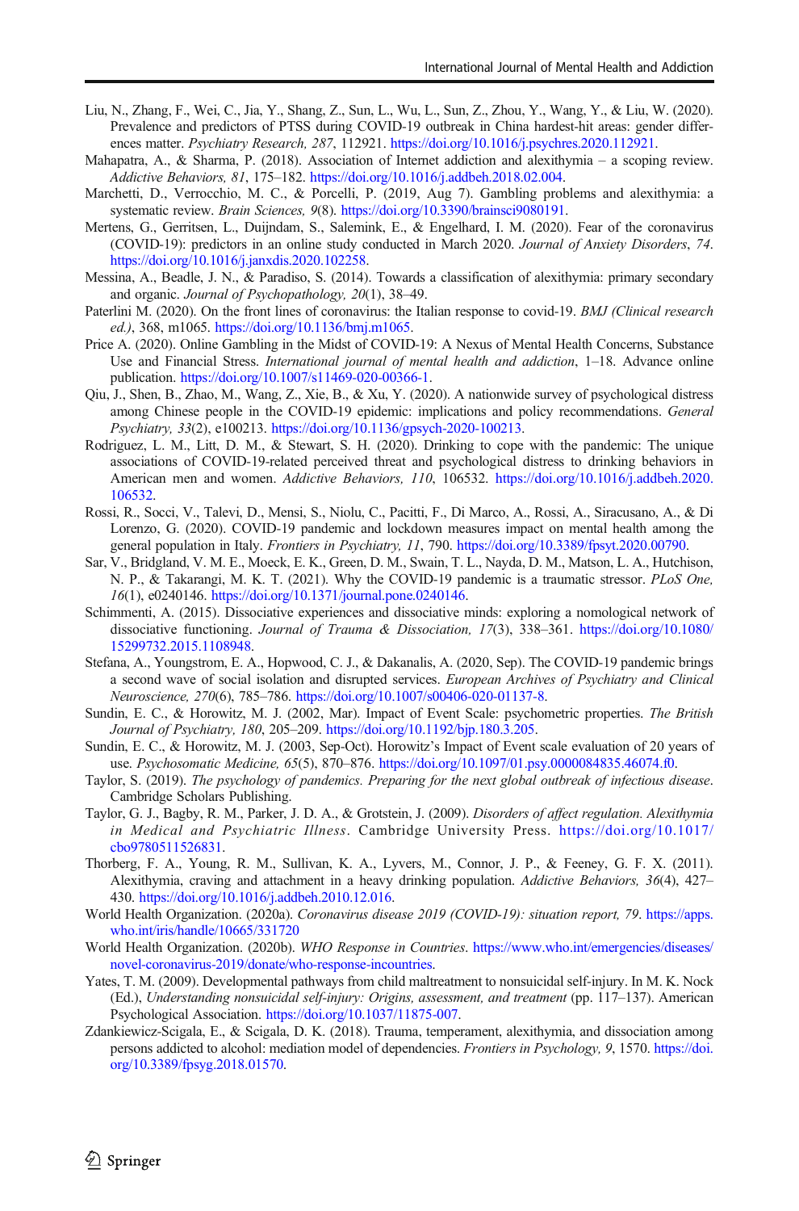Liu, N., Zhang, F., Wei, C., Jia, Y., Shang, Z., Sun, L., Wu, L., Sun, Z., Zhou, Y., Wang, Y., & Liu, W. (2020). Prevalence and predictors of PTSS during COVID-19 outbreak in China hardest-hit areas: gender differences matter. *Psychiatry Research, 287*, 112921. https://doi.org/10.1016/j.psychres.2020.112921.

Mahapatra, A., & Sharma, P. (2018). Association of Internet addiction and alexithymia – a scoping review. *Addictive Behaviors, 81*, 175–182. https://doi.org/10.1016/j.addbeh.2018.02.004.

Marchetti, D., Verrocchio, M. C., & Porcelli, P. (2019, Aug 7). Gambling problems and alexithymia: a systematic review. *Brain Sciences, 9*(8). https://doi.org/10.3390/brainsci9080191.

Mertens, G., Gerritsen, L., Duijndam, S., Salemink, E., & Engelhard, I. M. (2020). Fear of the coronavirus (COVID-19): predictors in an online study conducted in March 2020. *Journal of Anxiety Disorders*, *74*. https://doi.org/10.1016/j.janxdis.2020.102258.

Messina, A., Beadle, J. N., & Paradiso, S. (2014). Towards a classification of alexithymia: primary secondary and organic. *Journal of Psychopathology, 20*(1), 38–49.

Paterlini M. (2020). On the front lines of coronavirus: the Italian response to covid-19. *BMJ (Clinical research ed.)*, 368, m1065. https://doi.org/10.1136/bmj.m1065.

Price A. (2020). Online Gambling in the Midst of COVID-19: A Nexus of Mental Health Concerns, Substance Use and Financial Stress. *International journal of mental health and addiction*, 1–18. Advance online publication. https://doi.org/10.1007/s11469-020-00366-1.

Qiu, J., Shen, B., Zhao, M., Wang, Z., Xie, B., & Xu, Y. (2020). A nationwide survey of psychological distress among Chinese people in the COVID-19 epidemic: implications and policy recommendations. *General Psychiatry, 33*(2), e100213. https://doi.org/10.1136/gpsych-2020-100213.

Rodriguez, L. M., Litt, D. M., & Stewart, S. H. (2020). Drinking to cope with the pandemic: The unique associations of COVID-19-related perceived threat and psychological distress to drinking behaviors in American men and women. *Addictive Behaviors, 110*, 106532. https://doi.org/10.1016/j.addbeh.2020.106532.

Rossi, R., Socci, V., Talevi, D., Mensi, S., Niolu, C., Pacitti, F., Di Marco, A., Rossi, A., Siracusano, A., & Di Lorenzo, G. (2020). COVID-19 pandemic and lockdown measures impact on mental health among the general population in Italy. *Frontiers in Psychiatry, 11*, 790. https://doi.org/10.3389/fpsyt.2020.00790.

Sar, V., Bridgland, V. M. E., Moeck, E. K., Green, D. M., Swain, T. L., Nayda, D. M., Matson, L. A., Hutchison, N. P., & Takarangi, M. K. T. (2021). Why the COVID-19 pandemic is a traumatic stressor. *PLoS One, 16*(1), e0240146. https://doi.org/10.1371/journal.pone.0240146.

Schimmenti, A. (2015). Dissociative experiences and dissociative minds: exploring a nomological network of dissociative functioning. *Journal of Trauma & Dissociation, 17*(3), 338–361. https://doi.org/10.1080/15299732.2015.1108948.

Stefana, A., Youngstrom, E. A., Hopwood, C. J., & Dakanalis, A. (2020, Sep). The COVID-19 pandemic brings a second wave of social isolation and disrupted services. *European Archives of Psychiatry and Clinical Neuroscience, 270*(6), 785–786. https://doi.org/10.1007/s00406-020-01137-8.

Sundin, E. C., & Horowitz, M. J. (2002, Mar). Impact of Event Scale: psychometric properties. *The British Journal of Psychiatry, 180*, 205–209. https://doi.org/10.1192/bjp.180.3.205.

Sundin, E. C., & Horowitz, M. J. (2003, Sep-Oct). Horowitz's Impact of Event scale evaluation of 20 years of use. *Psychosomatic Medicine, 65*(5), 870–876. https://doi.org/10.1097/01.psy.0000084835.46074.f0.

Taylor, S. (2019). *The psychology of pandemics. Preparing for the next global outbreak of infectious disease*. Cambridge Scholars Publishing.

Taylor, G. J., Bagby, R. M., Parker, J. D. A., & Grotstein, J. (2009). *Disorders of affect regulation. Alexithymia in Medical and Psychiatric Illness*. Cambridge University Press. https://doi.org/10.1017/cbo9780511526831.

Thorberg, F. A., Young, R. M., Sullivan, K. A., Lyvers, M., Connor, J. P., & Feeney, G. F. X. (2011). Alexithymia, craving and attachment in a heavy drinking population. *Addictive Behaviors, 36*(4), 427–430. https://doi.org/10.1016/j.addbeh.2010.12.016.

World Health Organization. (2020a). *Coronavirus disease 2019 (COVID-19): situation report, 79*. https://apps.who.int/iris/handle/10665/331720

World Health Organization. (2020b). *WHO Response in Countries*. https://www.who.int/emergencies/diseases/novel-coronavirus-2019/donate/who-response-incountries.

Yates, T. M. (2009). Developmental pathways from child maltreatment to nonsuicidal self-injury. In M. K. Nock (Ed.), *Understanding nonsuicidal self-injury: Origins, assessment, and treatment* (pp. 117–137). American Psychological Association. https://doi.org/10.1037/11875-007.

Zdankiewicz-Scigala, E., & Scigala, D. K. (2018). Trauma, temperament, alexithymia, and dissociation among persons addicted to alcohol: mediation model of dependencies. *Frontiers in Psychology, 9*, 1570. https://doi.org/10.3389/fpsyg.2018.01570.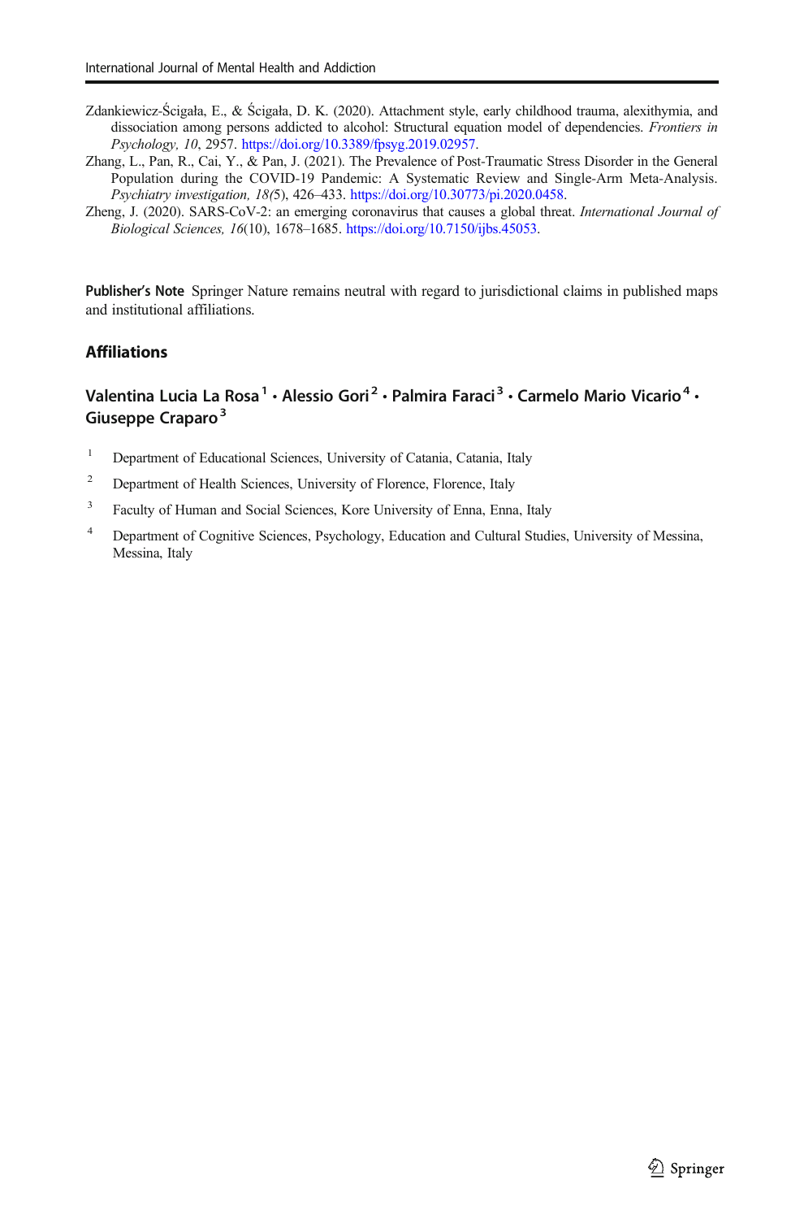Zdankiewicz-Ścigała, E., & Ścigała, D. K. (2020). Attachment style, early childhood trauma, alexithymia, and dissociation among persons addicted to alcohol: Structural equation model of dependencies. *Frontiers in Psychology, 10*, 2957. https://doi.org/10.3389/fpsyg.2019.02957.

Zhang, L., Pan, R., Cai, Y., & Pan, J. (2021). The Prevalence of Post-Traumatic Stress Disorder in the General Population during the COVID-19 Pandemic: A Systematic Review and Single-Arm Meta-Analysis. *Psychiatry investigation, 18(5)*, 426–433. https://doi.org/10.30773/pi.2020.0458.

Zheng, J. (2020). SARS-CoV-2: an emerging coronavirus that causes a global threat. *International Journal of Biological Sciences, 16*(10), 1678–1685. https://doi.org/10.7150/ijbs.45053.

**Publisher's Note** Springer Nature remains neutral with regard to jurisdictional claims in published maps and institutional affiliations.

## Affiliations

**Valentina Lucia La Rosa**[1] **· Alessio Gori**[2] **· Palmira Faraci**[3] **· Carmelo Mario Vicario**[4] **· Giuseppe Craparo**[3]

[1] Department of Educational Sciences, University of Catania, Catania, Italy

[2] Department of Health Sciences, University of Florence, Florence, Italy

[3] Faculty of Human and Social Sciences, Kore University of Enna, Enna, Italy

[4] Department of Cognitive Sciences, Psychology, Education and Cultural Studies, University of Messina, Messina, Italy